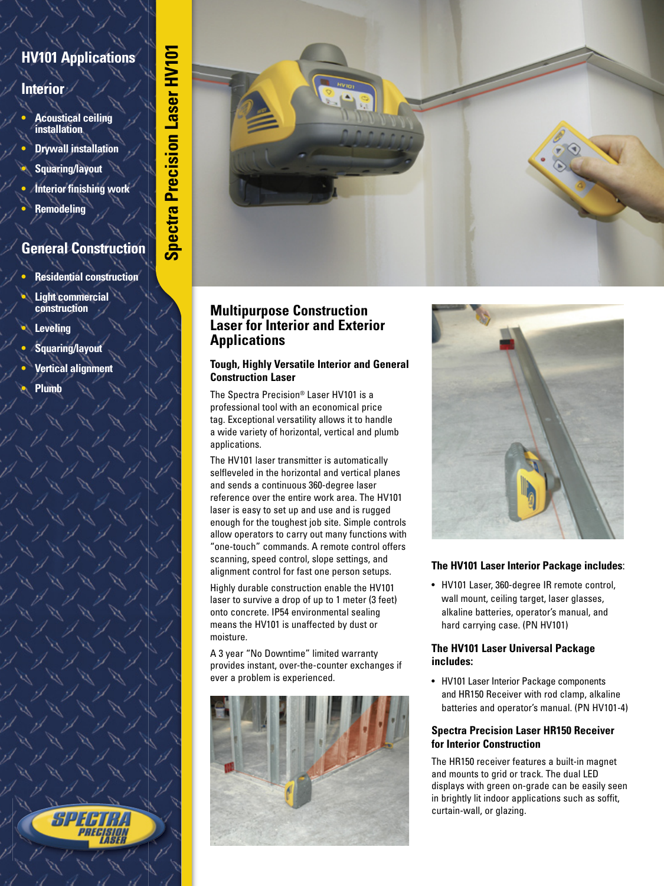# Spectra Precision Laser HV101

## HV101 Applications

### Interior

- Acoustical ceiling installation
- Drywall installation
- Squaring/layout
- Interior finishing work
- Remodeling

### General Construction

- Residential construction
- Light commercial construction
- Leveling
- Squaring/layout
- Vertical alignment
- Plumb

## Multipurpose Construction Laser for Interior and Exterior Applications

### Tough, Highly Versatile Interior and General Construction Laser

The Spectra Precision® Laser HV101 is a professional tool with an economical price tag. Exceptional versatility allows it to handle a wide variety of horizontal, vertical and plumb applications.

The HV101 laser transmitter is automatically selfleveled in the horizontal and vertical planes and sends a continuous 360-degree laser reference over the entire work area. The HV101 laser is easy to set up and use and is rugged enough for the toughest job site. Simple controls allow operators to carry out many functions with "one-touch" commands. A remote control offers scanning, speed control, slope settings, and alignment control for fast one person setups.

Highly durable construction enable the HV101 laser to survive a drop of up to 1 meter (3 feet) onto concrete. IP54 environmental sealing means the HV101 is unaffected by dust or moisture.

A 3 year "No Downtime" limited warranty provides instant, over-the-counter exchanges if ever a problem is experienced.

### The HV101 Laser Interior Package includes:

- HV101 Laser, 360-degree IR remote control, wall mount, ceiling target, laser glasses, alkaline batteries, operator's manual, and hard carrying case. (PN HV101)

### The HV101 Laser Universal Package includes:

- HV101 Laser Interior Package components and HR150 Receiver with rod clamp, alkaline batteries and operator's manual. (PN HV101-4)

### Spectra Precision Laser HR150 Receiver for Interior Construction

The HR150 receiver features a built-in magnet and mounts to grid or track. The dual LED displays with green on-grade can be easily seen in brightly lit indoor applications such as soffit, curtain-wall, or glazing.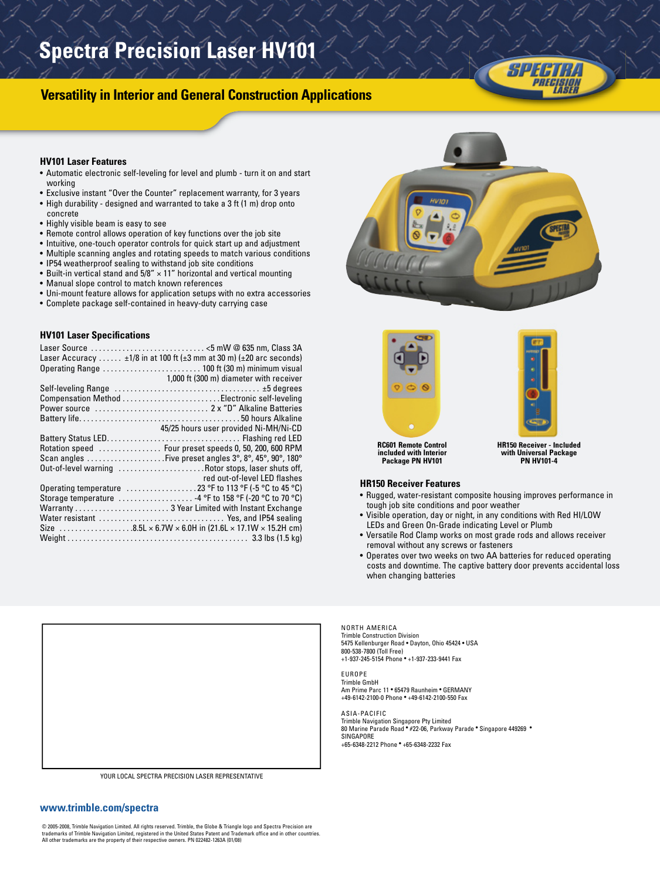# Spectra Precision Laser HV101

## Versatility in Interior and General Construction Applications

### HV101 Laser Features

- Automatic electronic self-leveling for level and plumb - turn it on and start working
- Exclusive instant "Over the Counter" replacement warranty, for 3 years
- High durability - designed and warranted to take a 3 ft (1 m) drop onto concrete
- Highly visible beam is easy to see
- Remote control allows operation of key functions over the job site
- Intuitive, one-touch operator controls for quick start up and adjustment
- Multiple scanning angles and rotating speeds to match various conditions
- IP54 weatherproof sealing to withstand job site conditions
- Built-in vertical stand and 5/8" × 11" horizontal and vertical mounting
- Manual slope control to match known references
- Uni-mount feature allows for application setups with no extra accessories
- Complete package self-contained in heavy-duty carrying case

### HV101 Laser Specifications

| | |
|---|---|
| Laser Source | <5 mW @ 635 nm, Class 3A |
| Laser Accuracy | ±1/8 in at 100 ft (±3 mm at 30 m) (±20 arc seconds) |
| Operating Range | 100 ft (30 m) minimum visual<br>1,000 ft (300 m) diameter with receiver |
| Self-leveling Range | ±5 degrees |
| Compensation Method | Electronic self-leveling |
| Power source | 2 x "D" Alkaline Batteries |
| Battery life | 50 hours Alkaline<br>45/25 hours user provided Ni-MH/Ni-CD |
| Battery Status LED | Flashing red LED |
| Rotation speed | Four preset speeds 0, 50, 200, 600 RPM |
| Scan angles | Five preset angles 3°, 8°, 45°, 90°, 180° |
| Out-of-level warning | Rotor stops, laser shuts off,<br>red out-of-level LED flashes |
| Operating temperature | 23 °F to 113 °F (-5 °C to 45 °C) |
| Storage temperature | -4 °F to 158 °F (-20 °C to 70 °C) |
| Warranty | 3 Year Limited with Instant Exchange |
| Water resistant | Yes, and IP54 sealing |
| Size | 8.5L × 6.7W × 6.0H in (21.6L × 17.1W × 15.2H cm) |
| Weight | 3.3 lbs (1.5 kg) |

**RC601 Remote Control included with Interior Package PN HV101**

**HR150 Receiver - Included with Universal Package PN HV101-4**

### HR150 Receiver Features

- Rugged, water-resistant composite housing improves performance in tough job site conditions and poor weather
- Visible operation, day or night, in any conditions with Red HI/LOW LEDs and Green On-Grade indicating Level or Plumb
- Versatile Rod Clamp works on most grade rods and allows receiver removal without any screws or fasteners
- Operates over two weeks on two AA batteries for reduced operating costs and downtime. The captive battery door prevents accidental loss when changing batteries

YOUR LOCAL SPECTRA PRECISION LASER REPRESENTATIVE

NORTH AMERICA
Trimble Construction Division
5475 Kellenburger Road • Dayton, Ohio 45424 • USA
800-538-7800 (Toll Free)
+1-937-245-5154 Phone • +1-937-233-9441 Fax

EUROPE
Trimble GmbH
Am Prime Parc 11 • 65479 Raunheim • GERMANY
+49-6142-2100-0 Phone • +49-6142-2100-550 Fax

ASIA-PACIFIC
Trimble Navigation Singapore Pty Limited
80 Marine Parade Road • #22-06, Parkway Parade • Singapore 449269 •
SINGAPORE
+65-6348-2212 Phone • +65-6348-2232 Fax

**www.trimble.com/spectra**

© 2005-2008, Trimble Navigation Limited. All rights reserved. Trimble, the Globe & Triangle logo and Spectra Precision are trademarks of Trimble Navigation Limited, registered in the United States Patent and Trademark office and in other countries. All other trademarks are the property of their respective owners. PN 022482-1263A (01/08)